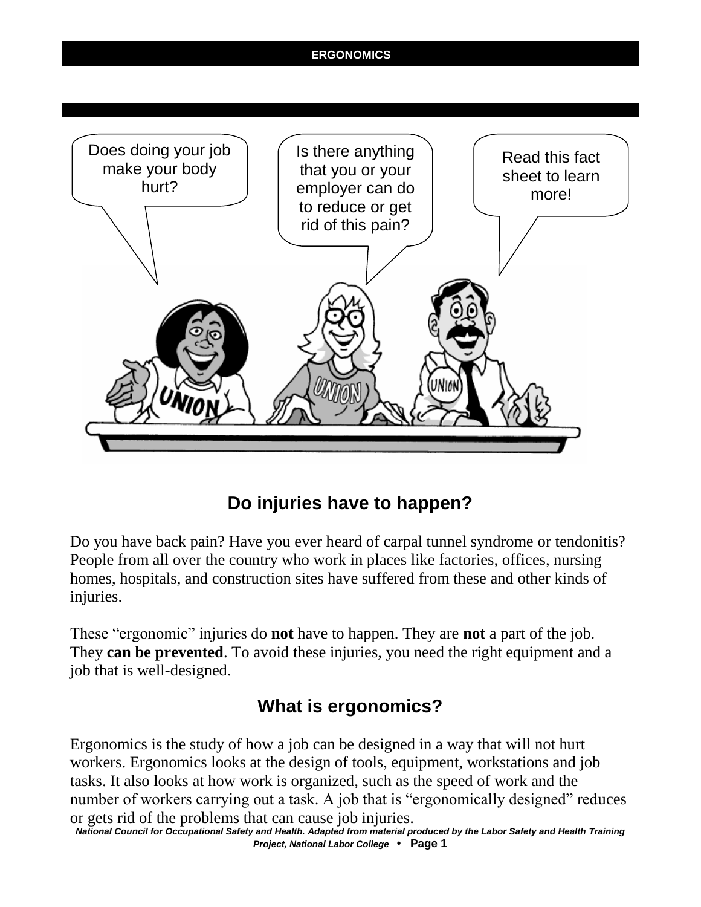Does doing your job make your body hurt?

Is there anything that you or your employer can do to reduce or get rid of this pain?

Read this fact sheet to learn more!

## Do injuries have to happen?

Do you have back pain? Have you ever heard of carpal tunnel syndrome or tendonitis? People from all over the country who work in places like factories, offices, nursing homes, hospitals, and construction sites have suffered from these and other kinds of injuries.

These "ergonomic" injuries do **not** have to happen. They are **not** a part of the job. They **can be prevented**. To avoid these injuries, you need the right equipment and a job that is well-designed.

## What is ergonomics?

Ergonomics is the study of how a job can be designed in a way that will not hurt workers. Ergonomics looks at the design of tools, equipment, workstations and job tasks. It also looks at how work is organized, such as the speed of work and the number of workers carrying out a task. A job that is "ergonomically designed" reduces or gets rid of the problems that can cause job injuries.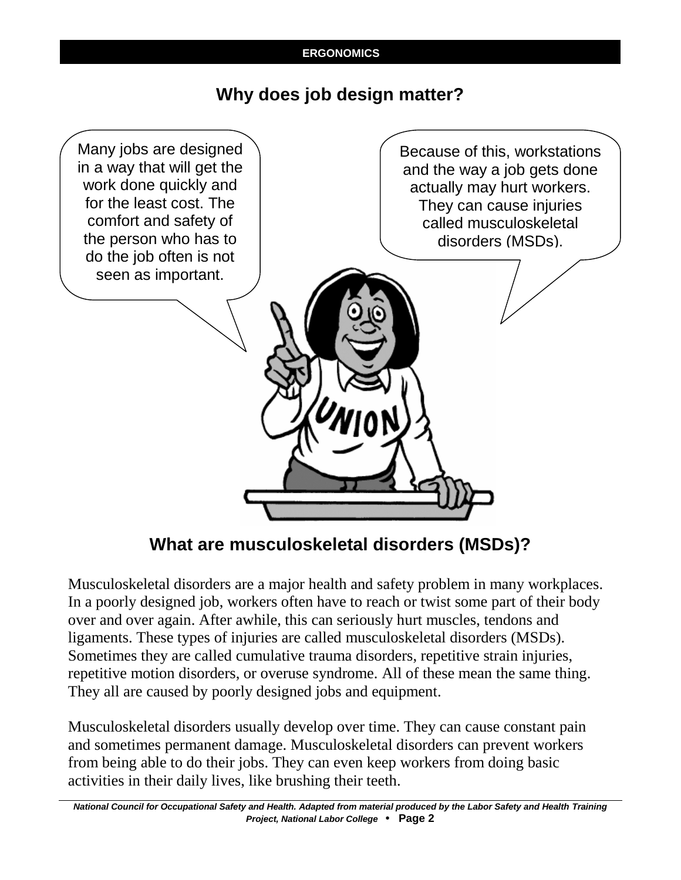## Why does job design matter?

Many jobs are designed in a way that will get the work done quickly and for the least cost. The comfort and safety of the person who has to do the job often is not seen as important.

Because of this, workstations and the way a job gets done actually may hurt workers. They can cause injuries called musculoskeletal disorders (MSDs).

## What are musculoskeletal disorders (MSDs)?

Musculoskeletal disorders are a major health and safety problem in many workplaces. In a poorly designed job, workers often have to reach or twist some part of their body over and over again. After awhile, this can seriously hurt muscles, tendons and ligaments. These types of injuries are called musculoskeletal disorders (MSDs). Sometimes they are called cumulative trauma disorders, repetitive strain injuries, repetitive motion disorders, or overuse syndrome. All of these mean the same thing. They all are caused by poorly designed jobs and equipment.

Musculoskeletal disorders usually develop over time. They can cause constant pain and sometimes permanent damage. Musculoskeletal disorders can prevent workers from being able to do their jobs. They can even keep workers from doing basic activities in their daily lives, like brushing their teeth.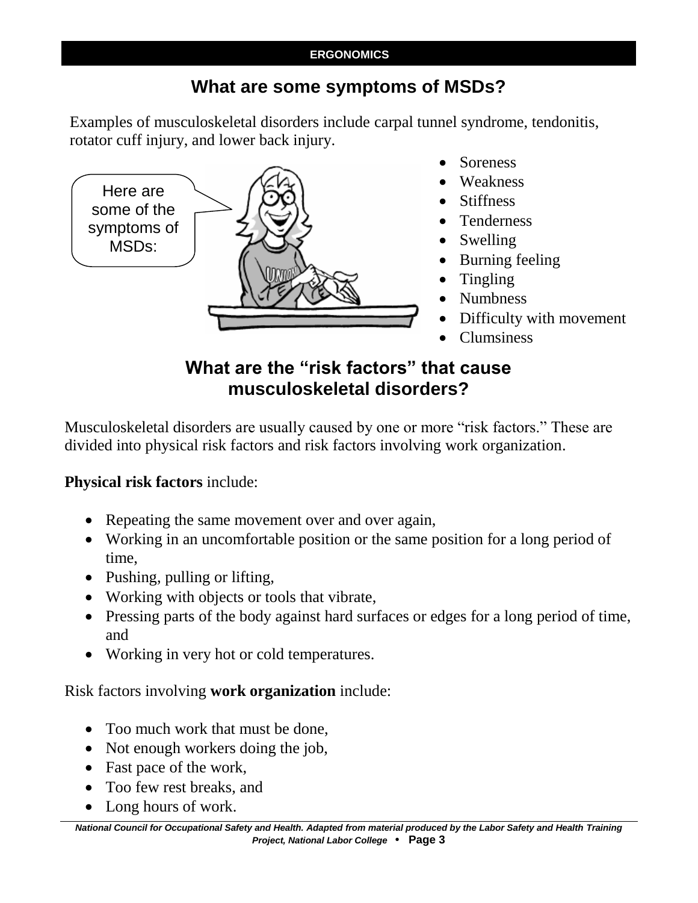## What are some symptoms of MSDs?

Examples of musculoskeletal disorders include carpal tunnel syndrome, tendonitis, rotator cuff injury, and lower back injury.

Here are some of the symptoms of MSDs:

- Soreness
- Weakness
- Stiffness
- Tenderness
- Swelling
- Burning feeling
- Tingling
- Numbness
- Difficulty with movement
- Clumsiness

## What are the "risk factors" that cause musculoskeletal disorders?

Musculoskeletal disorders are usually caused by one or more "risk factors." These are divided into physical risk factors and risk factors involving work organization.

**Physical risk factors** include:

- Repeating the same movement over and over again,
- Working in an uncomfortable position or the same position for a long period of time,
- Pushing, pulling or lifting,
- Working with objects or tools that vibrate,
- Pressing parts of the body against hard surfaces or edges for a long period of time, and
- Working in very hot or cold temperatures.

Risk factors involving **work organization** include:

- Too much work that must be done,
- Not enough workers doing the job,
- Fast pace of the work,
- Too few rest breaks, and
- Long hours of work.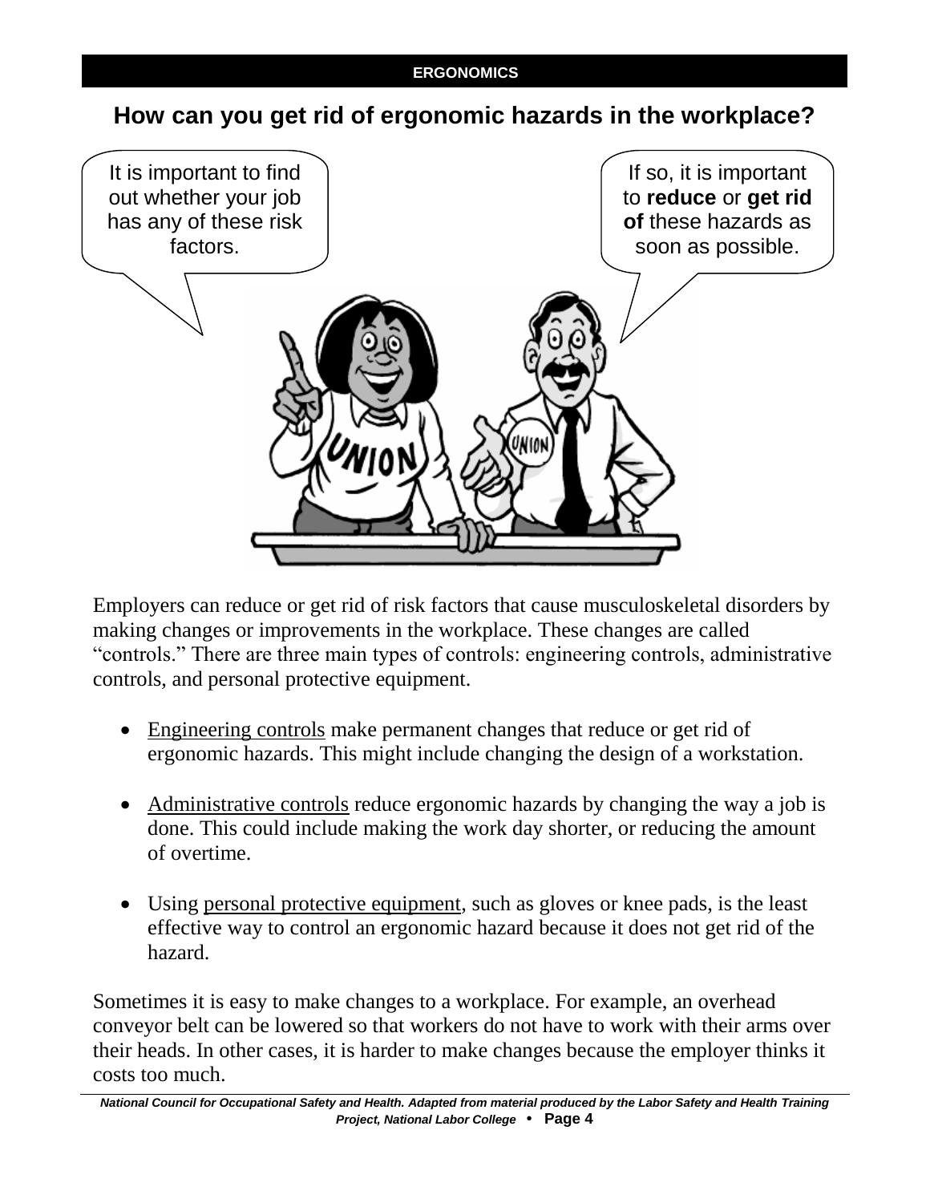## How can you get rid of ergonomic hazards in the workplace?

It is important to find out whether your job has any of these risk factors.

If so, it is important to **reduce** or **get rid of** these hazards as soon as possible.

Employers can reduce or get rid of risk factors that cause musculoskeletal disorders by making changes or improvements in the workplace. These changes are called "controls." There are three main types of controls: engineering controls, administrative controls, and personal protective equipment.

- Engineering controls make permanent changes that reduce or get rid of ergonomic hazards. This might include changing the design of a workstation.

- Administrative controls reduce ergonomic hazards by changing the way a job is done. This could include making the work day shorter, or reducing the amount of overtime.

- Using personal protective equipment, such as gloves or knee pads, is the least effective way to control an ergonomic hazard because it does not get rid of the hazard.

Sometimes it is easy to make changes to a workplace. For example, an overhead conveyor belt can be lowered so that workers do not have to work with their arms over their heads. In other cases, it is harder to make changes because the employer thinks it costs too much.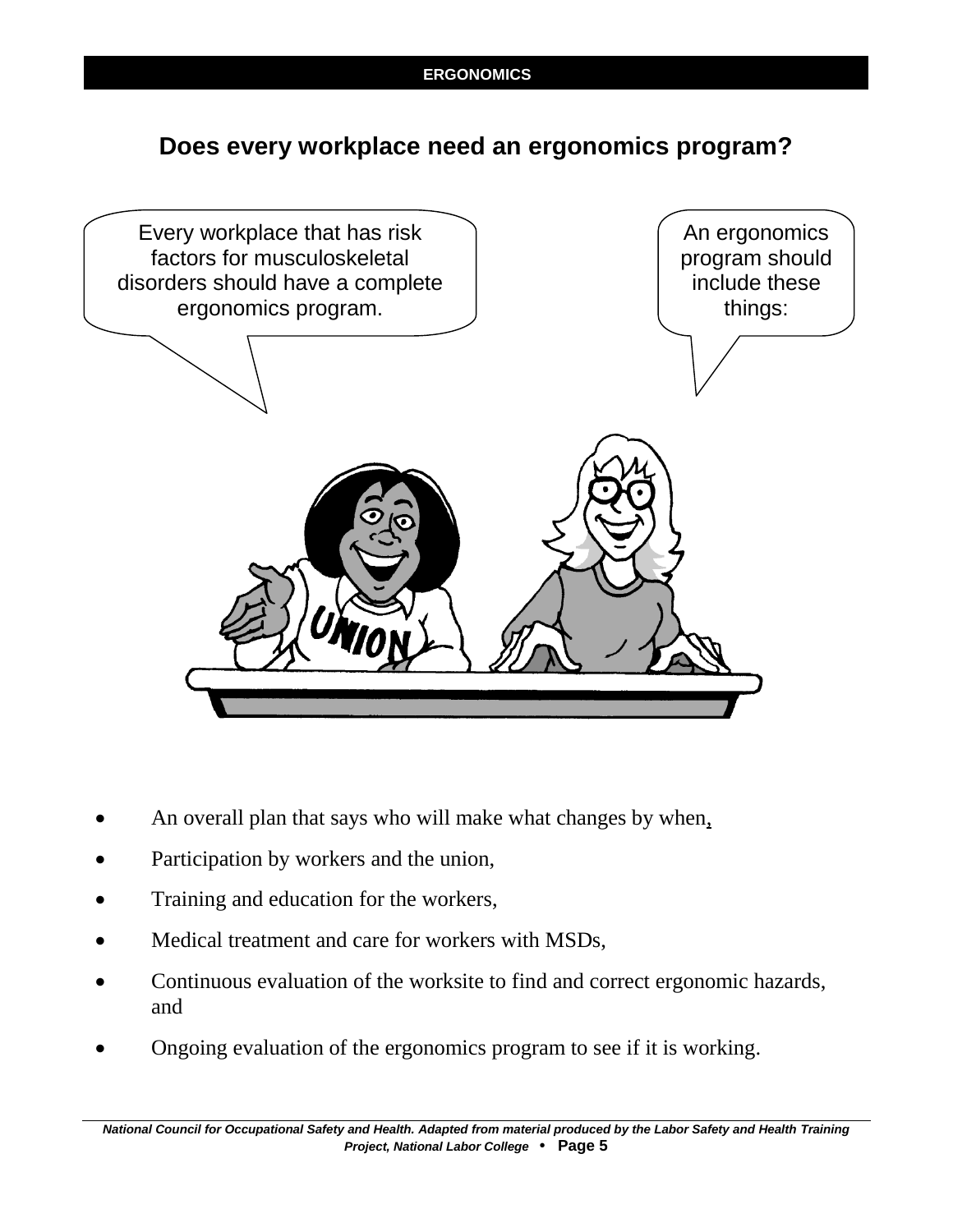## Does every workplace need an ergonomics program?

Every workplace that has risk factors for musculoskeletal disorders should have a complete ergonomics program.

An ergonomics program should include these things:

- An overall plan that says who will make what changes by when,
- Participation by workers and the union,
- Training and education for the workers,
- Medical treatment and care for workers with MSDs,
- Continuous evaluation of the worksite to find and correct ergonomic hazards, and
- Ongoing evaluation of the ergonomics program to see if it is working.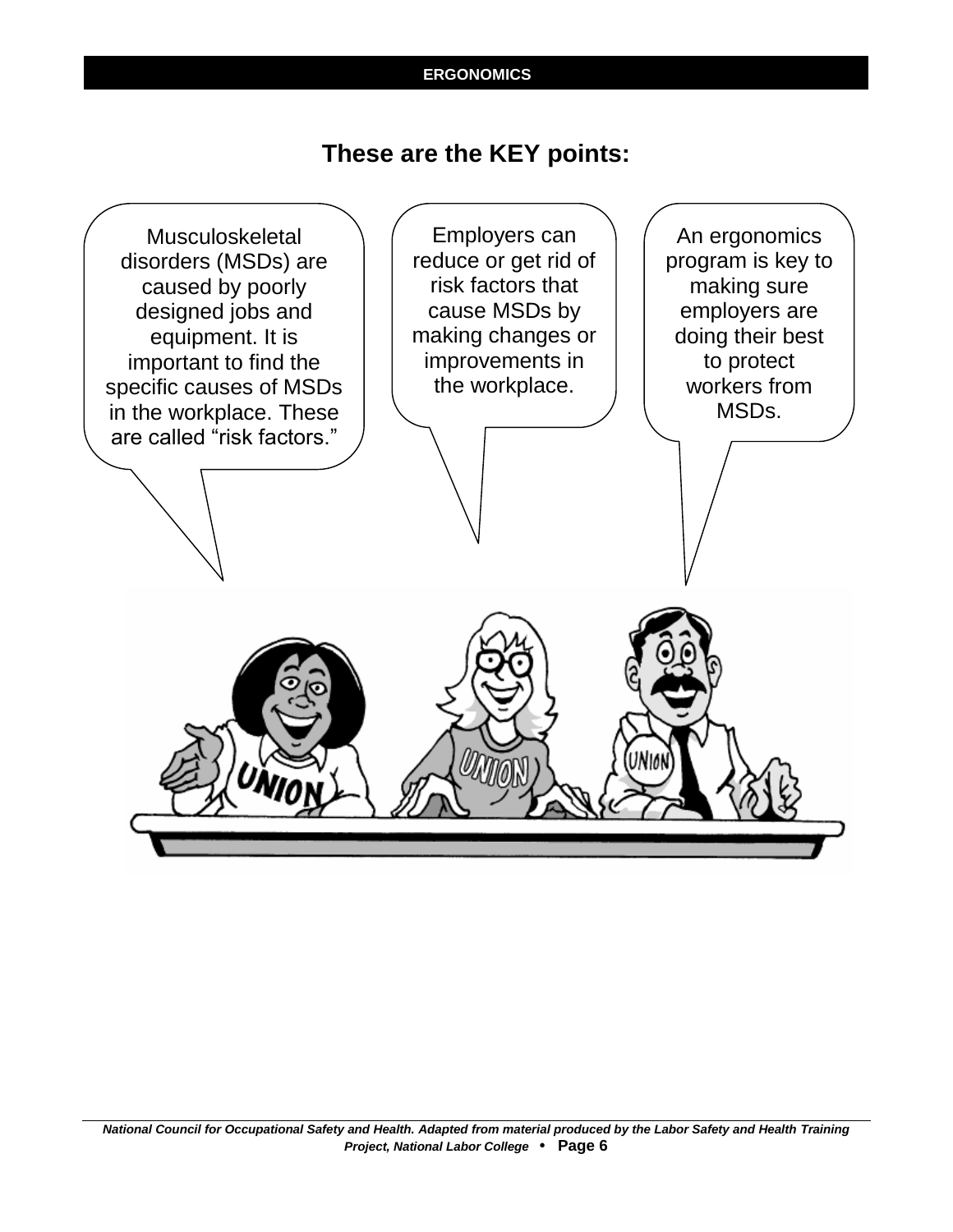## These are the KEY points:

Musculoskeletal disorders (MSDs) are caused by poorly designed jobs and equipment. It is important to find the specific causes of MSDs in the workplace. These are called "risk factors."

Employers can reduce or get rid of risk factors that cause MSDs by making changes or improvements in the workplace.

An ergonomics program is key to making sure employers are doing their best to protect workers from MSDs.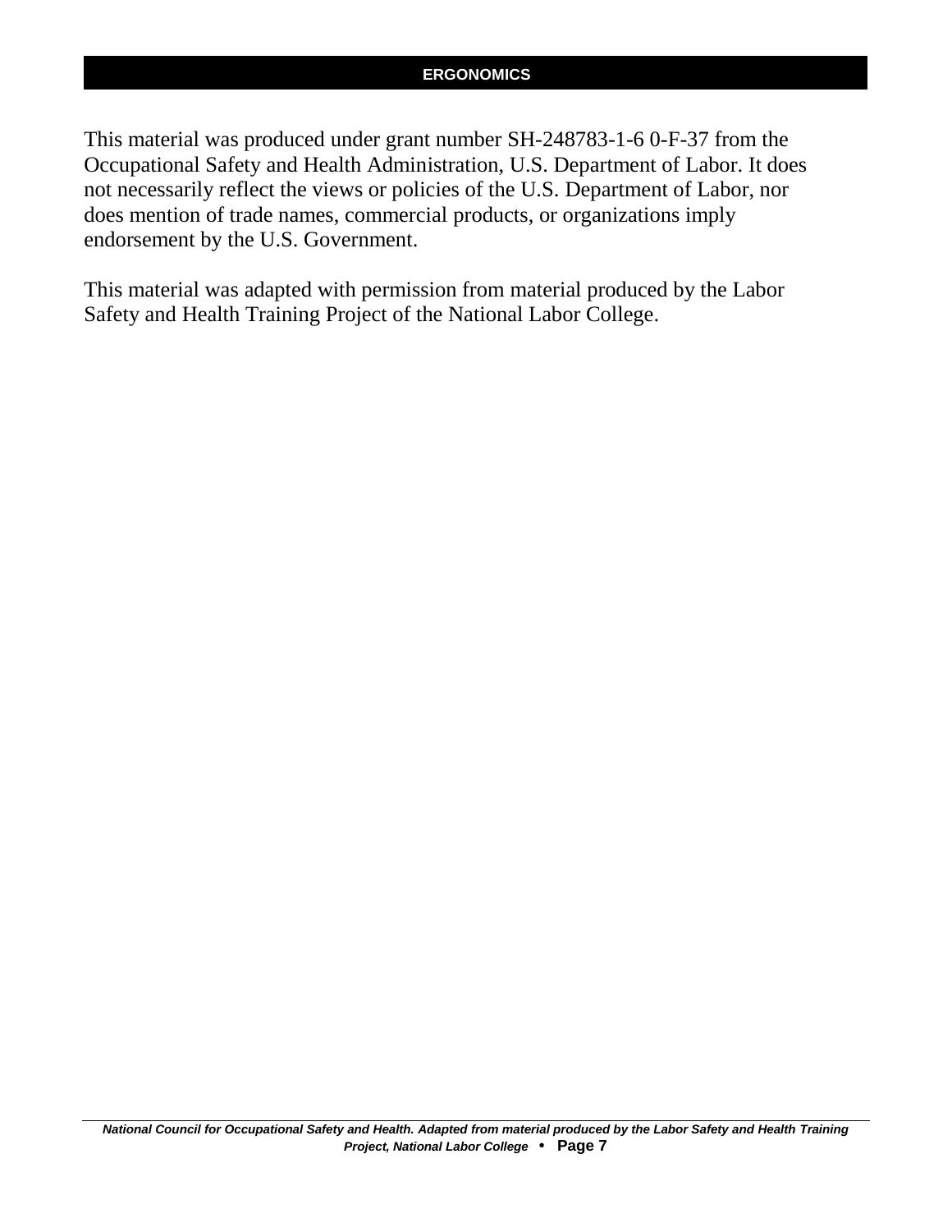This material was produced under grant number SH-248783-1-6 0-F-37 from the Occupational Safety and Health Administration, U.S. Department of Labor. It does not necessarily reflect the views or policies of the U.S. Department of Labor, nor does mention of trade names, commercial products, or organizations imply endorsement by the U.S. Government.

This material was adapted with permission from material produced by the Labor Safety and Health Training Project of the National Labor College.